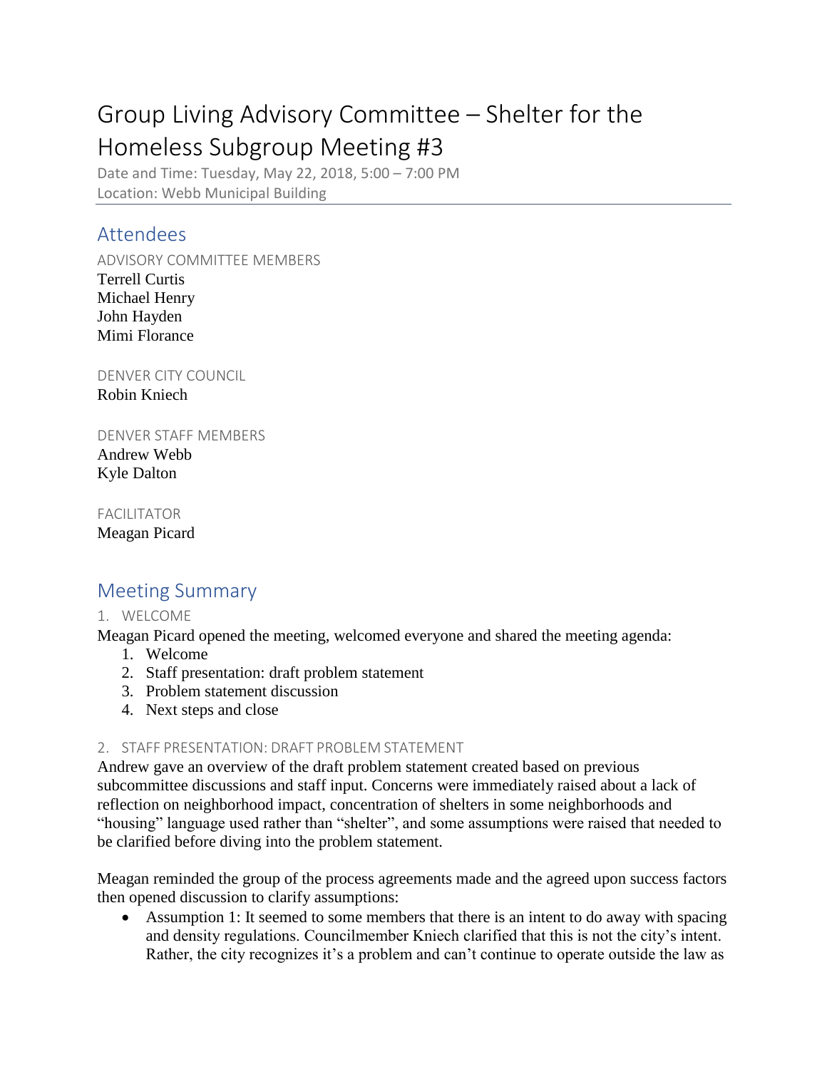# Group Living Advisory Committee – Shelter for the Homeless Subgroup Meeting #3

Date and Time: Tuesday, May 22, 2018, 5:00 – 7:00 PM
Location: Webb Municipal Building

## Attendees

ADVISORY COMMITTEE MEMBERS
Terrell Curtis
Michael Henry
John Hayden
Mimi Florance

DENVER CITY COUNCIL
Robin Kniech

DENVER STAFF MEMBERS
Andrew Webb
Kyle Dalton

FACILITATOR
Meagan Picard

## Meeting Summary

### 1. WELCOME

Meagan Picard opened the meeting, welcomed everyone and shared the meeting agenda:

1. Welcome
2. Staff presentation: draft problem statement
3. Problem statement discussion
4. Next steps and close

### 2. STAFF PRESENTATION: DRAFT PROBLEM STATEMENT

Andrew gave an overview of the draft problem statement created based on previous subcommittee discussions and staff input. Concerns were immediately raised about a lack of reflection on neighborhood impact, concentration of shelters in some neighborhoods and "housing" language used rather than "shelter", and some assumptions were raised that needed to be clarified before diving into the problem statement.

Meagan reminded the group of the process agreements made and the agreed upon success factors then opened discussion to clarify assumptions:

- Assumption 1: It seemed to some members that there is an intent to do away with spacing and density regulations. Councilmember Kniech clarified that this is not the city's intent. Rather, the city recognizes it's a problem and can't continue to operate outside the law as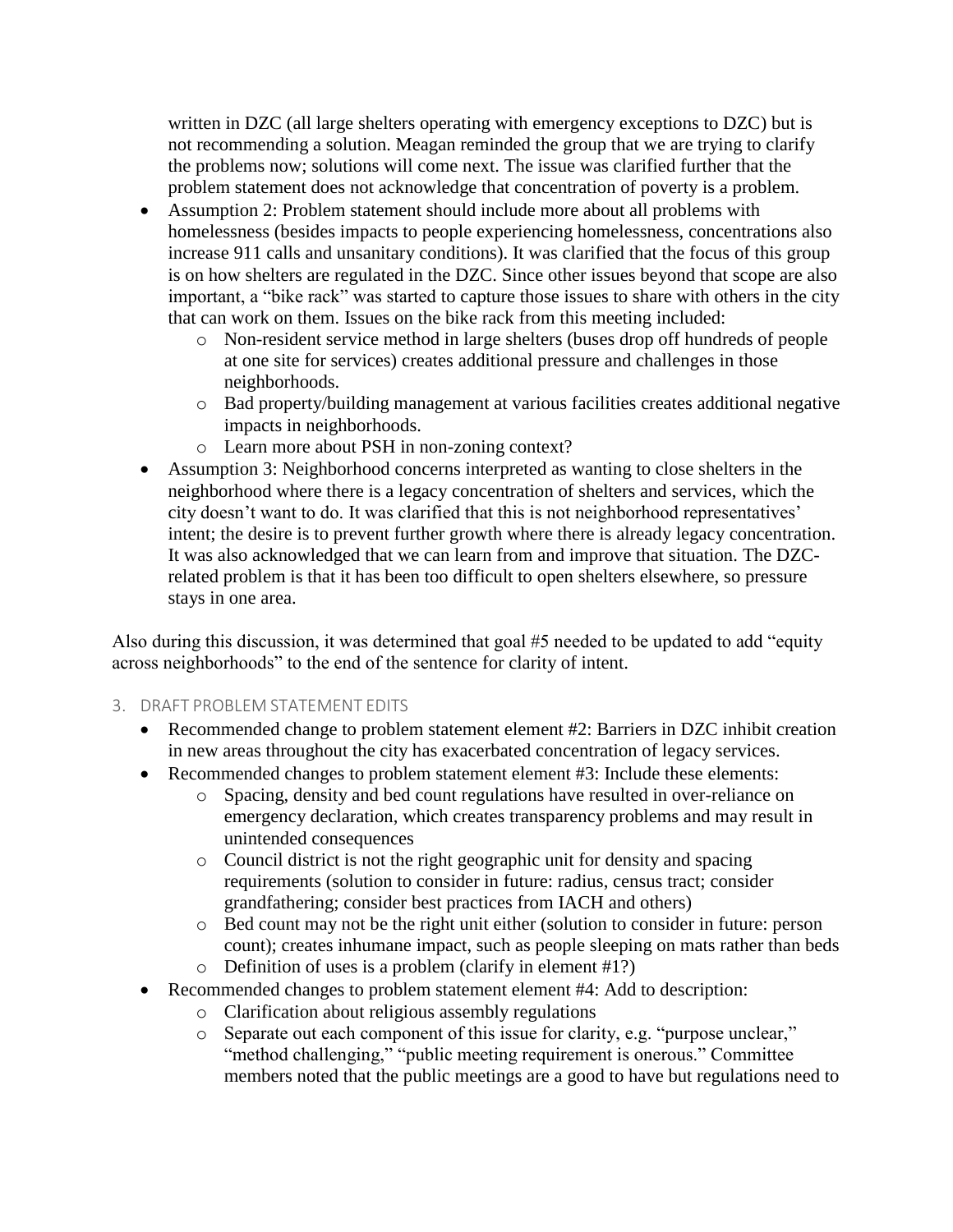written in DZC (all large shelters operating with emergency exceptions to DZC) but is not recommending a solution. Meagan reminded the group that we are trying to clarify the problems now; solutions will come next. The issue was clarified further that the problem statement does not acknowledge that concentration of poverty is a problem.

- Assumption 2: Problem statement should include more about all problems with homelessness (besides impacts to people experiencing homelessness, concentrations also increase 911 calls and unsanitary conditions). It was clarified that the focus of this group is on how shelters are regulated in the DZC. Since other issues beyond that scope are also important, a "bike rack" was started to capture those issues to share with others in the city that can work on them. Issues on the bike rack from this meeting included:
  - Non-resident service method in large shelters (buses drop off hundreds of people at one site for services) creates additional pressure and challenges in those neighborhoods.
  - Bad property/building management at various facilities creates additional negative impacts in neighborhoods.
  - Learn more about PSH in non-zoning context?
- Assumption 3: Neighborhood concerns interpreted as wanting to close shelters in the neighborhood where there is a legacy concentration of shelters and services, which the city doesn't want to do. It was clarified that this is not neighborhood representatives' intent; the desire is to prevent further growth where there is already legacy concentration. It was also acknowledged that we can learn from and improve that situation. The DZC-related problem is that it has been too difficult to open shelters elsewhere, so pressure stays in one area.

Also during this discussion, it was determined that goal #5 needed to be updated to add "equity across neighborhoods" to the end of the sentence for clarity of intent.

## 3. DRAFT PROBLEM STATEMENT EDITS

- Recommended change to problem statement element #2: Barriers in DZC inhibit creation in new areas throughout the city has exacerbated concentration of legacy services.
- Recommended changes to problem statement element #3: Include these elements:
  - Spacing, density and bed count regulations have resulted in over-reliance on emergency declaration, which creates transparency problems and may result in unintended consequences
  - Council district is not the right geographic unit for density and spacing requirements (solution to consider in future: radius, census tract; consider grandfathering; consider best practices from IACH and others)
  - Bed count may not be the right unit either (solution to consider in future: person count); creates inhumane impact, such as people sleeping on mats rather than beds
  - Definition of uses is a problem (clarify in element #1?)
- Recommended changes to problem statement element #4: Add to description:
  - Clarification about religious assembly regulations
  - Separate out each component of this issue for clarity, e.g. "purpose unclear," "method challenging," "public meeting requirement is onerous." Committee members noted that the public meetings are a good to have but regulations need to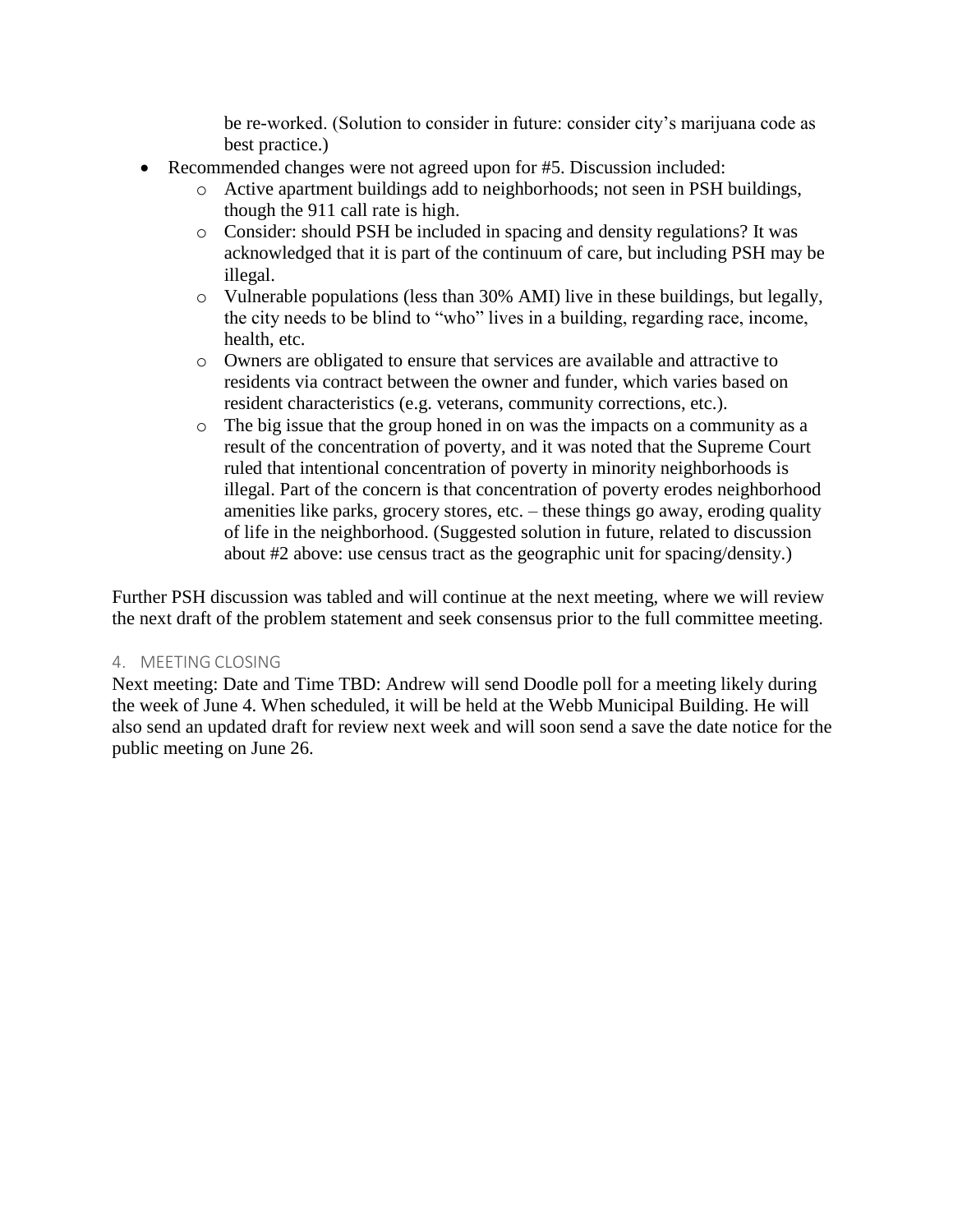be re-worked. (Solution to consider in future: consider city's marijuana code as best practice.)

- Recommended changes were not agreed upon for #5. Discussion included:
  - Active apartment buildings add to neighborhoods; not seen in PSH buildings, though the 911 call rate is high.
  - Consider: should PSH be included in spacing and density regulations? It was acknowledged that it is part of the continuum of care, but including PSH may be illegal.
  - Vulnerable populations (less than 30% AMI) live in these buildings, but legally, the city needs to be blind to "who" lives in a building, regarding race, income, health, etc.
  - Owners are obligated to ensure that services are available and attractive to residents via contract between the owner and funder, which varies based on resident characteristics (e.g. veterans, community corrections, etc.).
  - The big issue that the group honed in on was the impacts on a community as a result of the concentration of poverty, and it was noted that the Supreme Court ruled that intentional concentration of poverty in minority neighborhoods is illegal. Part of the concern is that concentration of poverty erodes neighborhood amenities like parks, grocery stores, etc. – these things go away, eroding quality of life in the neighborhood. (Suggested solution in future, related to discussion about #2 above: use census tract as the geographic unit for spacing/density.)

Further PSH discussion was tabled and will continue at the next meeting, where we will review the next draft of the problem statement and seek consensus prior to the full committee meeting.

## 4. MEETING CLOSING

Next meeting: Date and Time TBD: Andrew will send Doodle poll for a meeting likely during the week of June 4. When scheduled, it will be held at the Webb Municipal Building. He will also send an updated draft for review next week and will soon send a save the date notice for the public meeting on June 26.